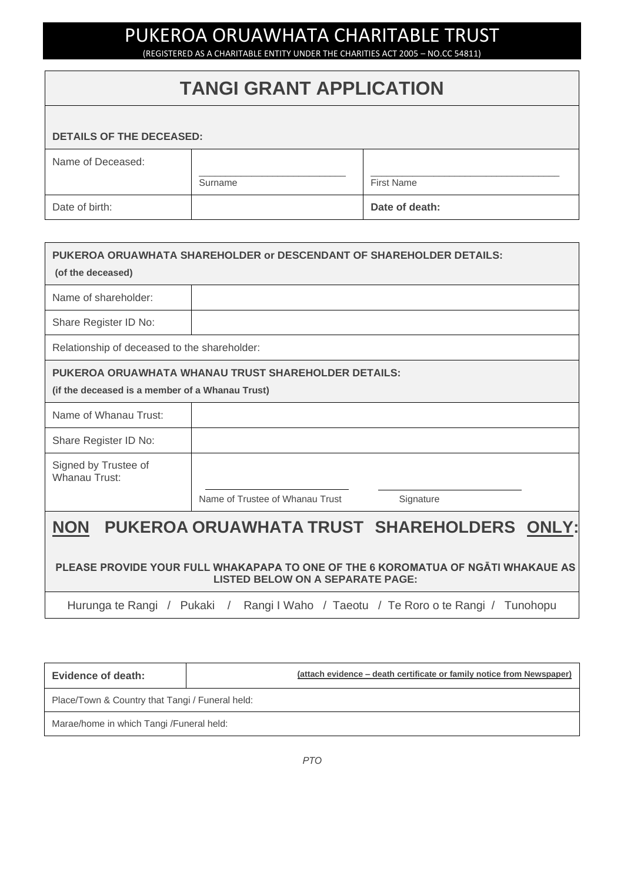# PUKEROA ORUAWHATA CHARITABLE TRUST

(REGISTERED AS A CHARITABLE ENTITY UNDER THE CHARITIES ACT 2005 – NO.CC 54811)

## TANGI GRANT APPLICATION

**DETAILS OF THE DECEASED:**

| | | |
|---|---|---|
| Name of Deceased: | ________________________<br>Surname | ________________________<br>First Name |
| Date of birth: | | **Date of death:** |

**PUKEROA ORUAWHATA SHAREHOLDER or DESCENDANT OF SHAREHOLDER DETAILS:**
**(of the deceased)**

| | |
|---|---|
| Name of shareholder: | |
| Share Register ID No: | |
| Relationship of deceased to the shareholder: | |

**PUKEROA ORUAWHATA WHANAU TRUST SHAREHOLDER DETAILS:**
**(if the deceased is a member of a Whanau Trust)**

| | |
|---|---|
| Name of Whanau Trust: | |
| Share Register ID No: | |
| Signed by Trustee of Whanau Trust: | ________________________ Name of Trustee of Whanau Trust &nbsp;&nbsp; ________________________ Signature |

## <u>NON</u> PUKEROA ORUAWHATA TRUST SHAREHOLDERS <u>ONLY</u>:

**PLEASE PROVIDE YOUR FULL WHAKAPAPA TO ONE OF THE 6 KOROMATUA OF NGĀTI WHAKAUE AS LISTED BELOW ON A SEPARATE PAGE:**

Hurunga te Rangi / Pukaki / Rangi I Waho / Taeotu / Te Roro o te Rangi / Tunohopu

| | |
|---|---|
| **Evidence of death:** | **<u>(attach evidence – death certificate or family notice from Newspaper)</u>** |
| Place/Town & Country that Tangi / Funeral held: | |
| Marae/home in which Tangi /Funeral held: | |

*PTO*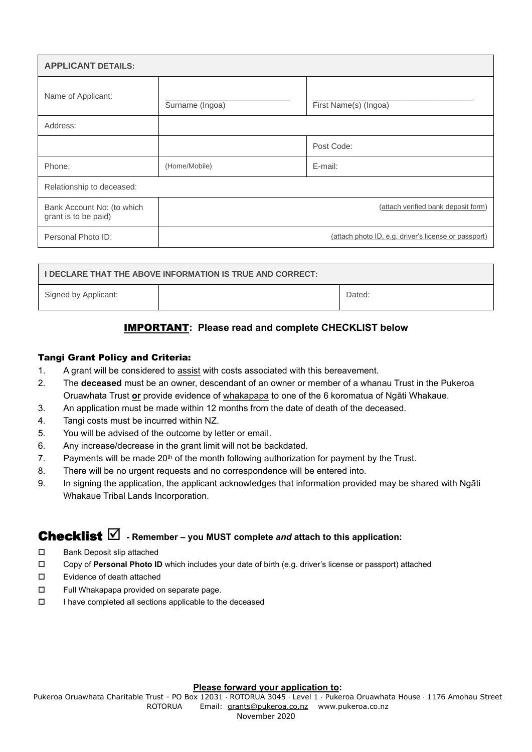| APPLICANT DETAILS: | | |
|---|---|---|
| Name of Applicant: | \_\_\_\_\_\_\_\_\_\_\_\_\_\_\_\_\_\_\_\_\_\_\_\_ Surname (Ingoa) | \_\_\_\_\_\_\_\_\_\_\_\_\_\_\_\_\_\_\_\_\_\_\_\_\_\_\_\_\_\_ First Name(s) (Ingoa) |
| Address: | | |
| | | Post Code: |
| Phone: | (Home/Mobile) | E-mail: |
| Relationship to deceased: | | |
| Bank Account No: (to which grant is to be paid) | | (attach verified bank deposit form) |
| Personal Photo ID: | | (attach photo ID, e.g. driver's license or passport) |

| I DECLARE THAT THE ABOVE INFORMATION IS TRUE AND CORRECT: | | |
|---|---|---|
| Signed by Applicant: | | Dated: |

## IMPORTANT: Please read and complete CHECKLIST below

### Tangi Grant Policy and Criteria:

1. A grant will be considered to assist with costs associated with this bereavement.
2. The **deceased** must be an owner, descendant of an owner or member of a whanau Trust in the Pukeroa Oruawhata Trust **or** provide evidence of whakapapa to one of the 6 koromatua of Ngāti Whakaue.
3. An application must be made within 12 months from the date of death of the deceased.
4. Tangi costs must be incurred within NZ.
5. You will be advised of the outcome by letter or email.
6. Any increase/decrease in the grant limit will not be backdated.
7. Payments will be made 20th of the month following authorization for payment by the Trust.
8. There will be no urgent requests and no correspondence will be entered into.
9. In signing the application, the applicant acknowledges that information provided may be shared with Ngāti Whakaue Tribal Lands Incorporation.

## Checklist ☑ - Remember – you MUST complete *and* attach to this application:

- ☐ Bank Deposit slip attached
- ☐ Copy of **Personal Photo ID** which includes your date of birth (e.g. driver's license or passport) attached
- ☐ Evidence of death attached
- ☐ Full Whakapapa provided on separate page.
- ☐ I have completed all sections applicable to the deceased

**Please forward your application to:**

Pukeroa Oruawhata Charitable Trust - PO Box 12031 · ROTORUA 3045 · Level 1 · Pukeroa Oruawhata House · 1176 Amohau Street ROTORUA Email: grants@pukeroa.co.nz www.pukeroa.co.nz

November 2020